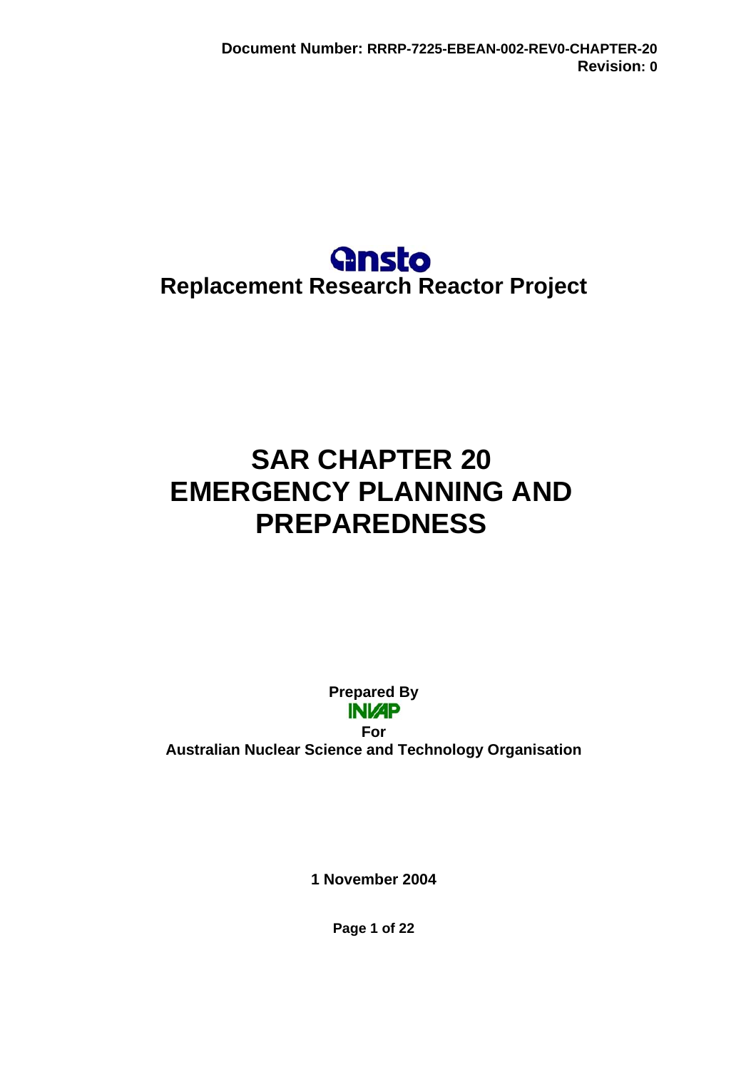**Document Number:** RRRP-7225-EBEAN-002-REV0-CHAPTER-20
**Revision:** 0

ansto

**Replacement Research Reactor Project**

# SAR CHAPTER 20 EMERGENCY PLANNING AND PREPAREDNESS

**Prepared By**

INVAP

**For**

**Australian Nuclear Science and Technology Organisation**

**1 November 2004**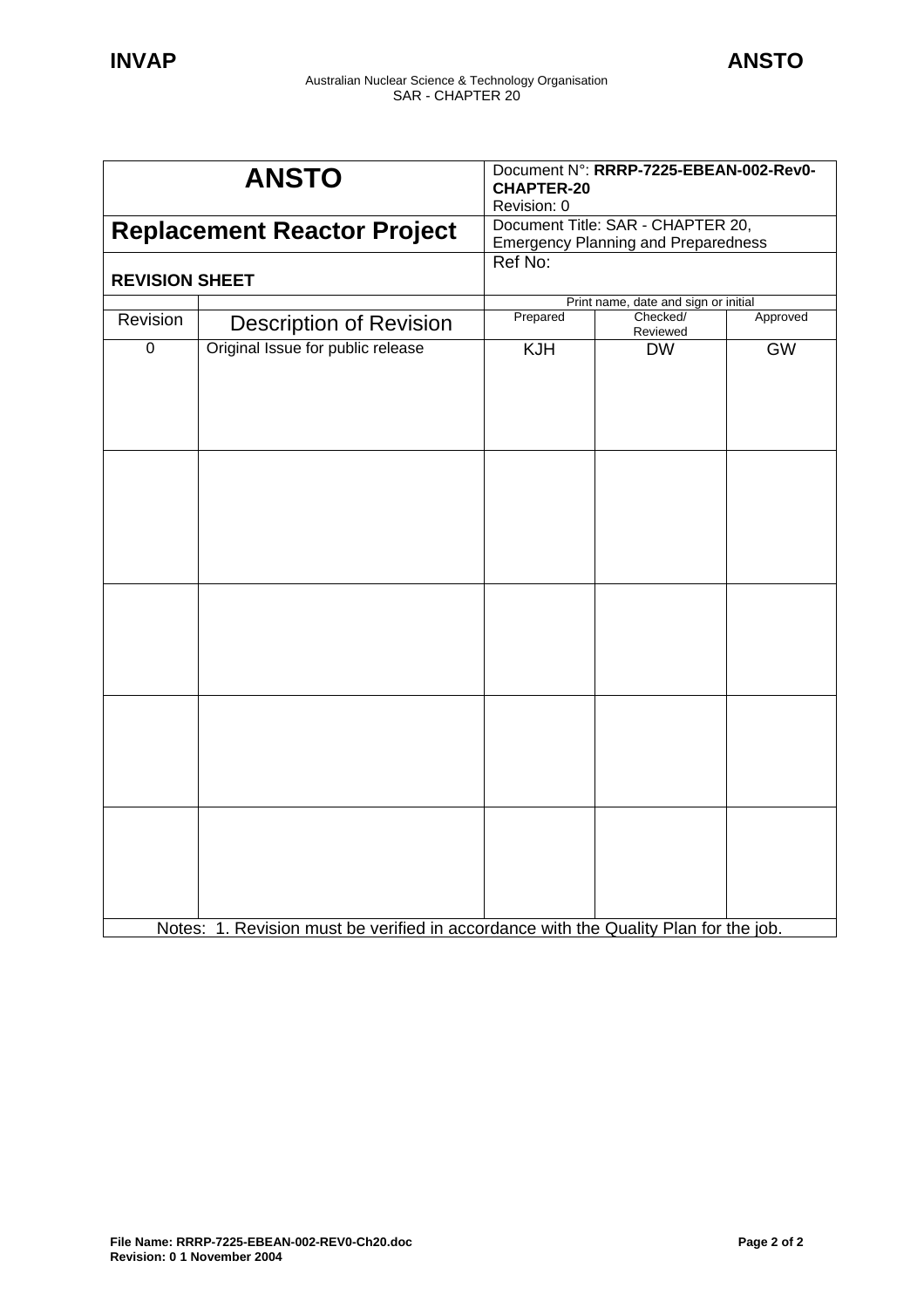| ANSTO | | Document N°: **RRRP-7225-EBEAN-002-Rev0-CHAPTER-20** Revision: 0 | | |
|---|---|---|---|---|
| **Replacement Reactor Project** | | Document Title: SAR - CHAPTER 20, Emergency Planning and Preparedness | | |
| **REVISION SHEET** | | Ref No: | | |
| | | Print name, date and sign or initial | | |
| Revision | Description of Revision | Prepared | Checked/ Reviewed | Approved |
| 0 | Original Issue for public release | KJH | DW | GW |
| | | | | |
| | | | | |
| | | | | |
| | | | | |

Notes: 1. Revision must be verified in accordance with the Quality Plan for the job.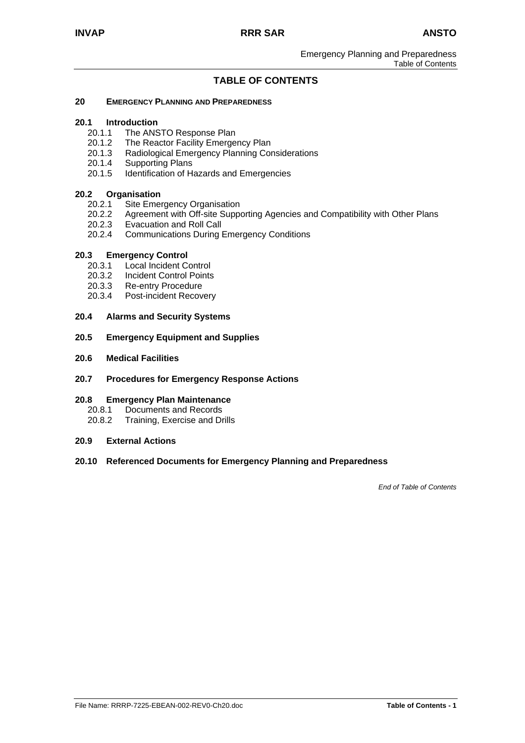# TABLE OF CONTENTS

**20 EMERGENCY PLANNING AND PREPAREDNESS**

**20.1 Introduction**
- 20.1.1 The ANSTO Response Plan
- 20.1.2 The Reactor Facility Emergency Plan
- 20.1.3 Radiological Emergency Planning Considerations
- 20.1.4 Supporting Plans
- 20.1.5 Identification of Hazards and Emergencies

**20.2 Organisation**
- 20.2.1 Site Emergency Organisation
- 20.2.2 Agreement with Off-site Supporting Agencies and Compatibility with Other Plans
- 20.2.3 Evacuation and Roll Call
- 20.2.4 Communications During Emergency Conditions

**20.3 Emergency Control**
- 20.3.1 Local Incident Control
- 20.3.2 Incident Control Points
- 20.3.3 Re-entry Procedure
- 20.3.4 Post-incident Recovery

**20.4 Alarms and Security Systems**

**20.5 Emergency Equipment and Supplies**

**20.6 Medical Facilities**

**20.7 Procedures for Emergency Response Actions**

**20.8 Emergency Plan Maintenance**
- 20.8.1 Documents and Records
- 20.8.2 Training, Exercise and Drills

**20.9 External Actions**

**20.10 Referenced Documents for Emergency Planning and Preparedness**

*End of Table of Contents*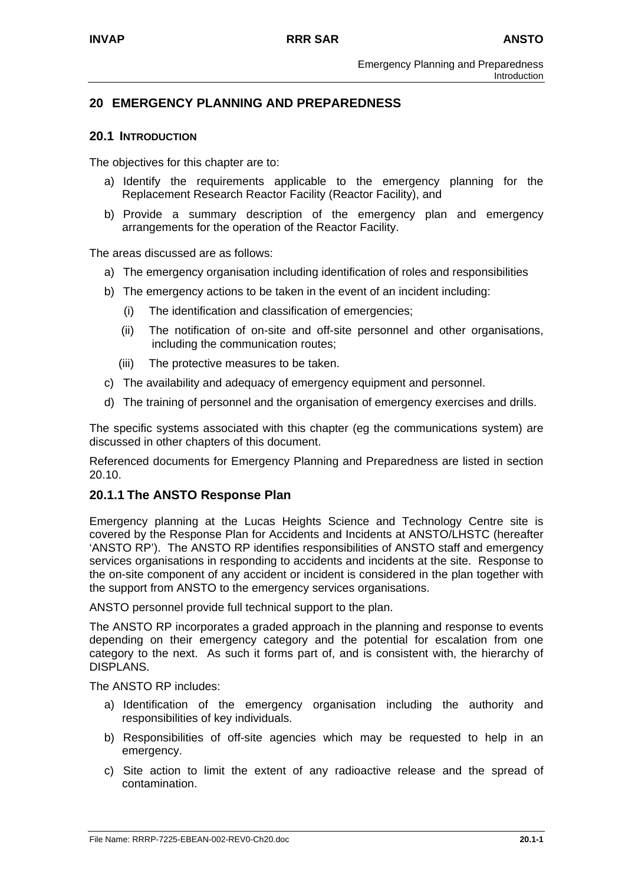# 20 EMERGENCY PLANNING AND PREPAREDNESS

## 20.1 INTRODUCTION

The objectives for this chapter are to:

a) Identify the requirements applicable to the emergency planning for the Replacement Research Reactor Facility (Reactor Facility), and

b) Provide a summary description of the emergency plan and emergency arrangements for the operation of the Reactor Facility.

The areas discussed are as follows:

a) The emergency organisation including identification of roles and responsibilities

b) The emergency actions to be taken in the event of an incident including:

   (i) The identification and classification of emergencies;

   (ii) The notification of on-site and off-site personnel and other organisations, including the communication routes;

   (iii) The protective measures to be taken.

c) The availability and adequacy of emergency equipment and personnel.

d) The training of personnel and the organisation of emergency exercises and drills.

The specific systems associated with this chapter (eg the communications system) are discussed in other chapters of this document.

Referenced documents for Emergency Planning and Preparedness are listed in section 20.10.

### 20.1.1 The ANSTO Response Plan

Emergency planning at the Lucas Heights Science and Technology Centre site is covered by the Response Plan for Accidents and Incidents at ANSTO/LHSTC (hereafter 'ANSTO RP'). The ANSTO RP identifies responsibilities of ANSTO staff and emergency services organisations in responding to accidents and incidents at the site. Response to the on-site component of any accident or incident is considered in the plan together with the support from ANSTO to the emergency services organisations.

ANSTO personnel provide full technical support to the plan.

The ANSTO RP incorporates a graded approach in the planning and response to events depending on their emergency category and the potential for escalation from one category to the next. As such it forms part of, and is consistent with, the hierarchy of DISPLANS.

The ANSTO RP includes:

a) Identification of the emergency organisation including the authority and responsibilities of key individuals.

b) Responsibilities of off-site agencies which may be requested to help in an emergency.

c) Site action to limit the extent of any radioactive release and the spread of contamination.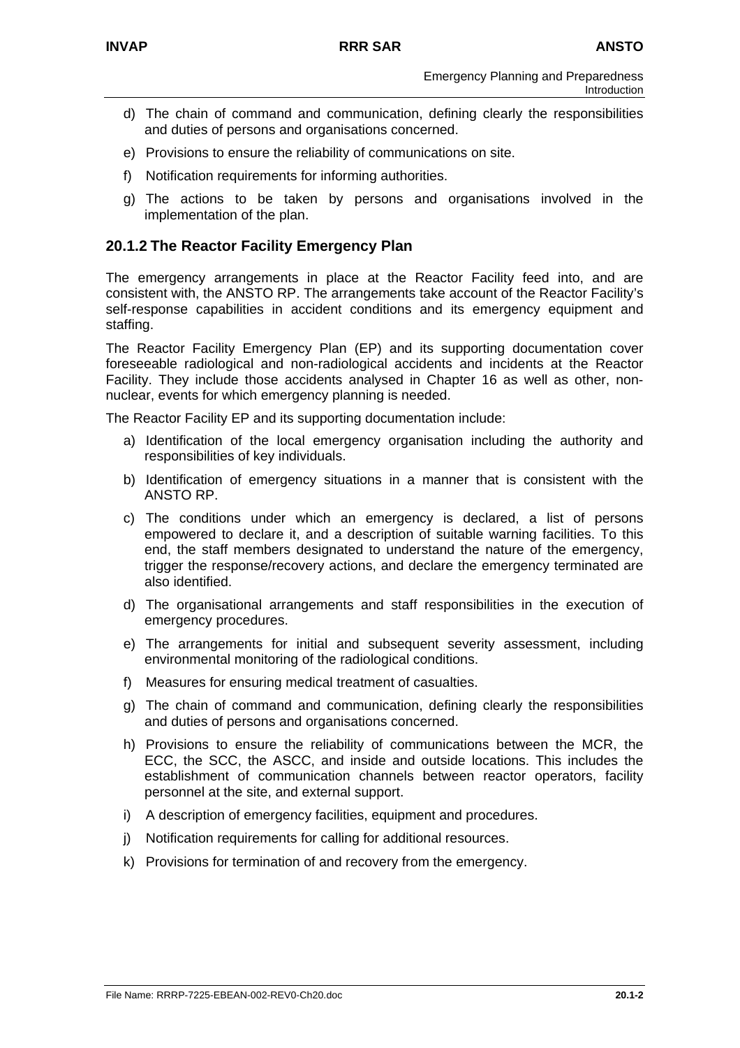d) The chain of command and communication, defining clearly the responsibilities and duties of persons and organisations concerned.

e) Provisions to ensure the reliability of communications on site.

f) Notification requirements for informing authorities.

g) The actions to be taken by persons and organisations involved in the implementation of the plan.

### 20.1.2 The Reactor Facility Emergency Plan

The emergency arrangements in place at the Reactor Facility feed into, and are consistent with, the ANSTO RP. The arrangements take account of the Reactor Facility's self-response capabilities in accident conditions and its emergency equipment and staffing.

The Reactor Facility Emergency Plan (EP) and its supporting documentation cover foreseeable radiological and non-radiological accidents and incidents at the Reactor Facility. They include those accidents analysed in Chapter 16 as well as other, non-nuclear, events for which emergency planning is needed.

The Reactor Facility EP and its supporting documentation include:

a) Identification of the local emergency organisation including the authority and responsibilities of key individuals.

b) Identification of emergency situations in a manner that is consistent with the ANSTO RP.

c) The conditions under which an emergency is declared, a list of persons empowered to declare it, and a description of suitable warning facilities. To this end, the staff members designated to understand the nature of the emergency, trigger the response/recovery actions, and declare the emergency terminated are also identified.

d) The organisational arrangements and staff responsibilities in the execution of emergency procedures.

e) The arrangements for initial and subsequent severity assessment, including environmental monitoring of the radiological conditions.

f) Measures for ensuring medical treatment of casualties.

g) The chain of command and communication, defining clearly the responsibilities and duties of persons and organisations concerned.

h) Provisions to ensure the reliability of communications between the MCR, the ECC, the SCC, the ASCC, and inside and outside locations. This includes the establishment of communication channels between reactor operators, facility personnel at the site, and external support.

i) A description of emergency facilities, equipment and procedures.

j) Notification requirements for calling for additional resources.

k) Provisions for termination of and recovery from the emergency.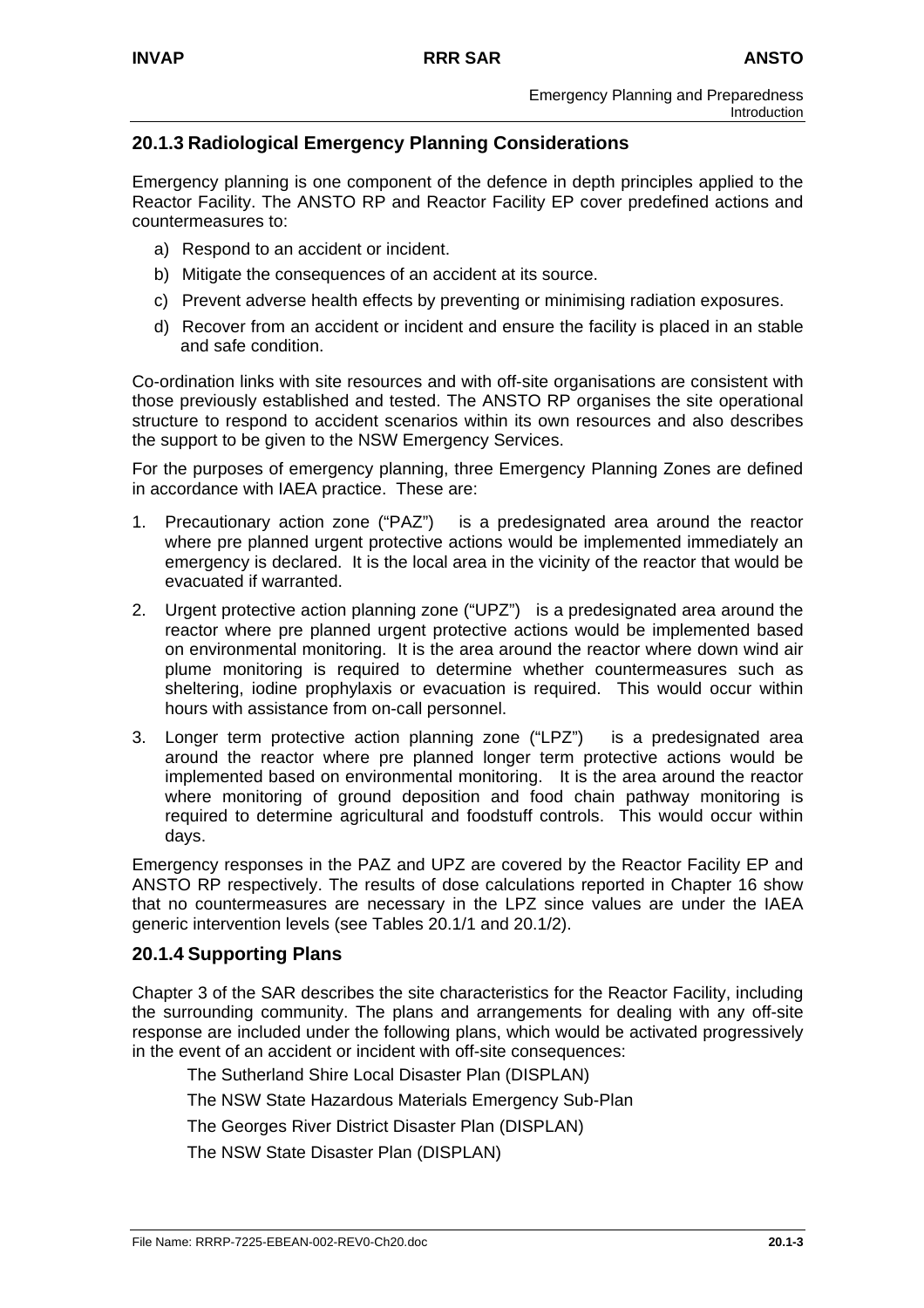## 20.1.3 Radiological Emergency Planning Considerations

Emergency planning is one component of the defence in depth principles applied to the Reactor Facility. The ANSTO RP and Reactor Facility EP cover predefined actions and countermeasures to:

a) Respond to an accident or incident.

b) Mitigate the consequences of an accident at its source.

c) Prevent adverse health effects by preventing or minimising radiation exposures.

d) Recover from an accident or incident and ensure the facility is placed in an stable and safe condition.

Co-ordination links with site resources and with off-site organisations are consistent with those previously established and tested. The ANSTO RP organises the site operational structure to respond to accident scenarios within its own resources and also describes the support to be given to the NSW Emergency Services.

For the purposes of emergency planning, three Emergency Planning Zones are defined in accordance with IAEA practice. These are:

1. Precautionary action zone ("PAZ") is a predesignated area around the reactor where pre planned urgent protective actions would be implemented immediately an emergency is declared. It is the local area in the vicinity of the reactor that would be evacuated if warranted.

2. Urgent protective action planning zone ("UPZ") is a predesignated area around the reactor where pre planned urgent protective actions would be implemented based on environmental monitoring. It is the area around the reactor where down wind air plume monitoring is required to determine whether countermeasures such as sheltering, iodine prophylaxis or evacuation is required. This would occur within hours with assistance from on-call personnel.

3. Longer term protective action planning zone ("LPZ") is a predesignated area around the reactor where pre planned longer term protective actions would be implemented based on environmental monitoring. It is the area around the reactor where monitoring of ground deposition and food chain pathway monitoring is required to determine agricultural and foodstuff controls. This would occur within days.

Emergency responses in the PAZ and UPZ are covered by the Reactor Facility EP and ANSTO RP respectively. The results of dose calculations reported in Chapter 16 show that no countermeasures are necessary in the LPZ since values are under the IAEA generic intervention levels (see Tables 20.1/1 and 20.1/2).

## 20.1.4 Supporting Plans

Chapter 3 of the SAR describes the site characteristics for the Reactor Facility, including the surrounding community. The plans and arrangements for dealing with any off-site response are included under the following plans, which would be activated progressively in the event of an accident or incident with off-site consequences:

The Sutherland Shire Local Disaster Plan (DISPLAN)

The NSW State Hazardous Materials Emergency Sub-Plan

The Georges River District Disaster Plan (DISPLAN)

The NSW State Disaster Plan (DISPLAN)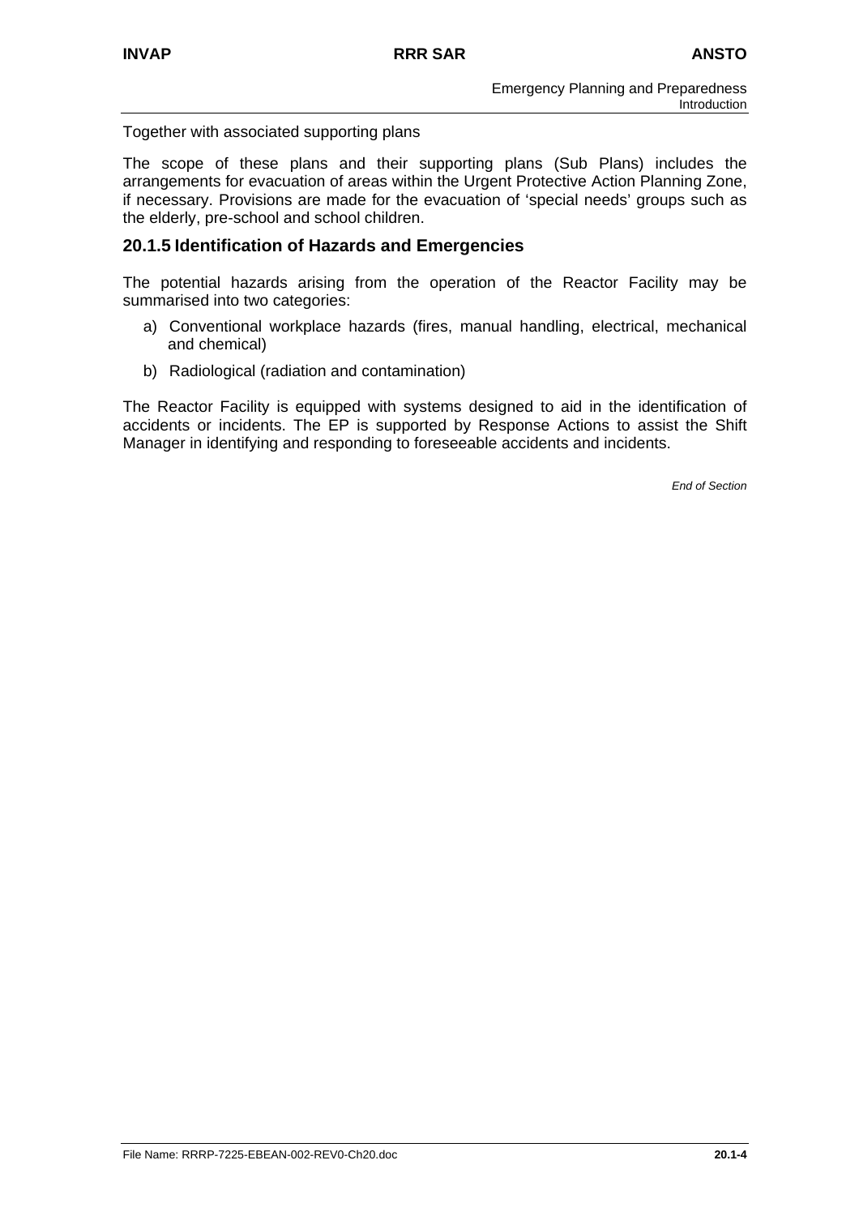Together with associated supporting plans

The scope of these plans and their supporting plans (Sub Plans) includes the arrangements for evacuation of areas within the Urgent Protective Action Planning Zone, if necessary. Provisions are made for the evacuation of 'special needs' groups such as the elderly, pre-school and school children.

## 20.1.5 Identification of Hazards and Emergencies

The potential hazards arising from the operation of the Reactor Facility may be summarised into two categories:

a) Conventional workplace hazards (fires, manual handling, electrical, mechanical and chemical)

b) Radiological (radiation and contamination)

The Reactor Facility is equipped with systems designed to aid in the identification of accidents or incidents. The EP is supported by Response Actions to assist the Shift Manager in identifying and responding to foreseeable accidents and incidents.

*End of Section*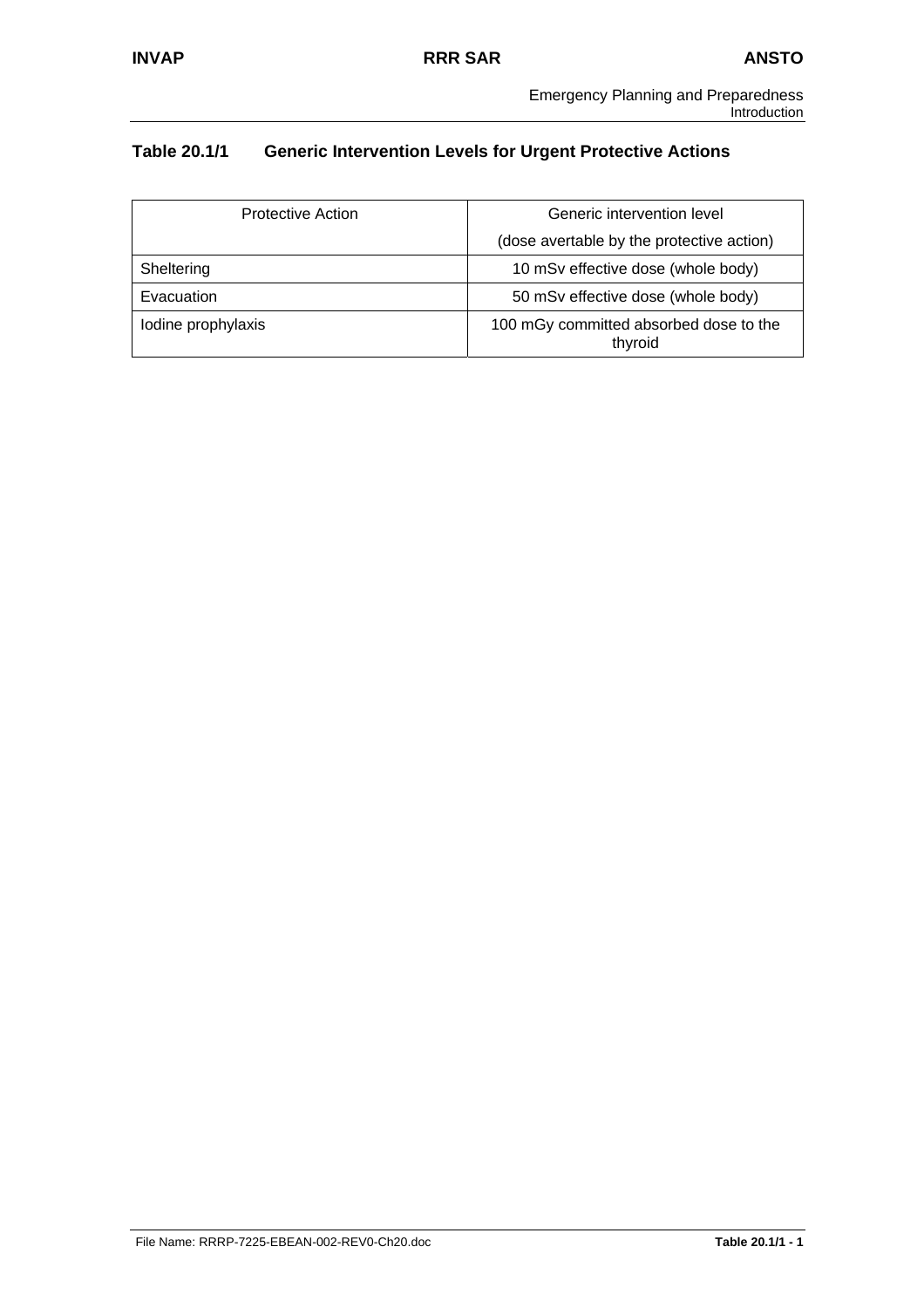**Table 20.1/1 Generic Intervention Levels for Urgent Protective Actions**

| Protective Action | Generic intervention level (dose avertable by the protective action) |
|---|---|
| Sheltering | 10 mSv effective dose (whole body) |
| Evacuation | 50 mSv effective dose (whole body) |
| Iodine prophylaxis | 100 mGy committed absorbed dose to the thyroid |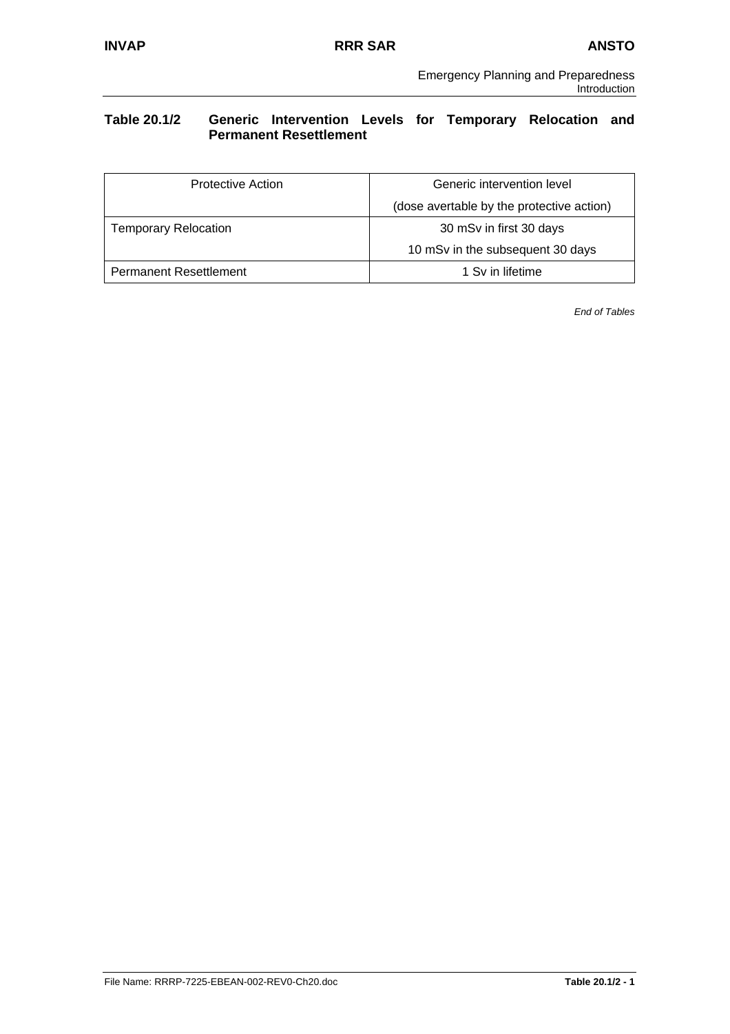**Table 20.1/2 Generic Intervention Levels for Temporary Relocation and Permanent Resettlement**

| Protective Action | Generic intervention level<br>(dose avertable by the protective action) |
|---|---|
| Temporary Relocation | 30 mSv in first 30 days<br>10 mSv in the subsequent 30 days |
| Permanent Resettlement | 1 Sv in lifetime |

*End of Tables*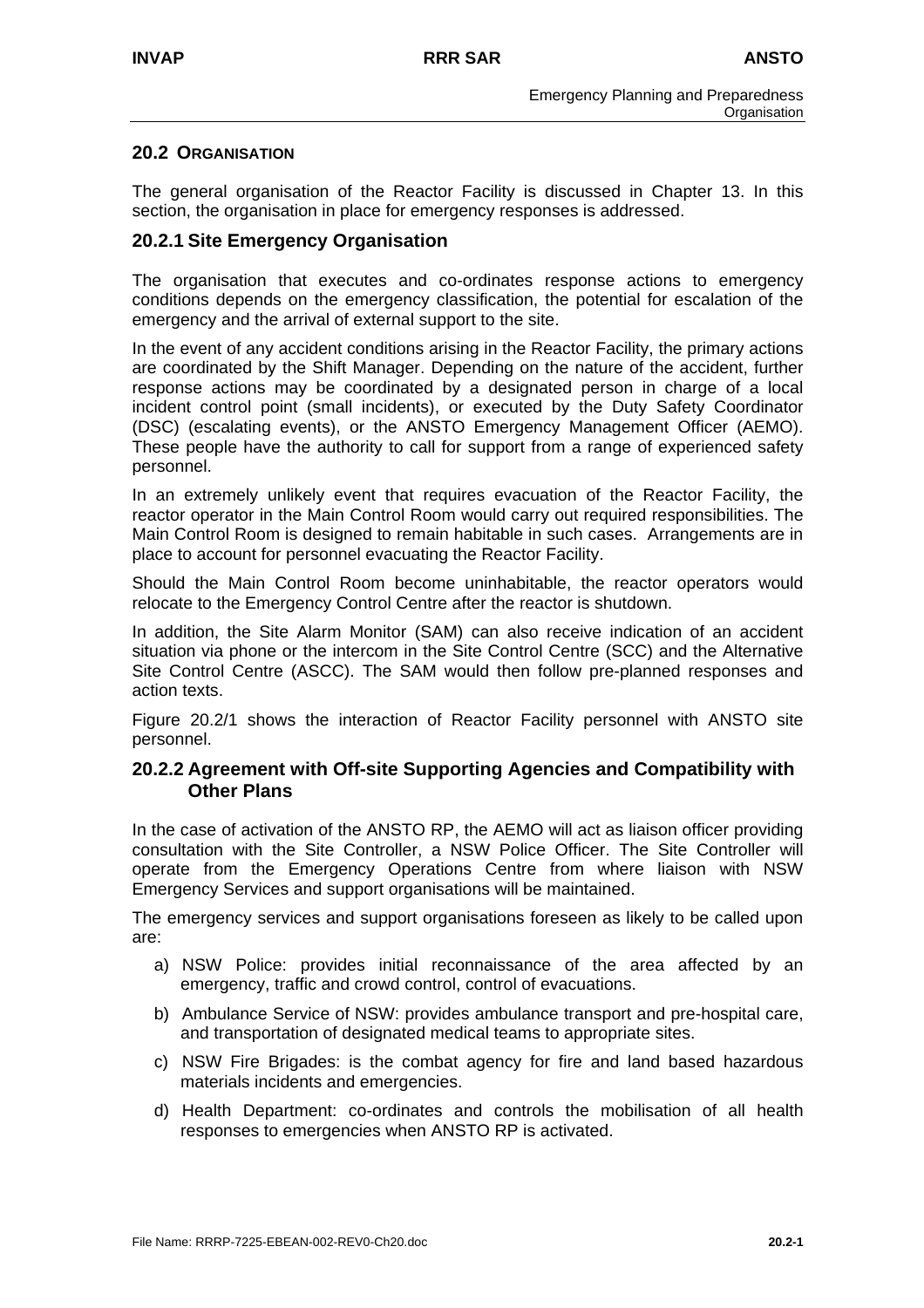## 20.2 ORGANISATION

The general organisation of the Reactor Facility is discussed in Chapter 13. In this section, the organisation in place for emergency responses is addressed.

### 20.2.1 Site Emergency Organisation

The organisation that executes and co-ordinates response actions to emergency conditions depends on the emergency classification, the potential for escalation of the emergency and the arrival of external support to the site.

In the event of any accident conditions arising in the Reactor Facility, the primary actions are coordinated by the Shift Manager. Depending on the nature of the accident, further response actions may be coordinated by a designated person in charge of a local incident control point (small incidents), or executed by the Duty Safety Coordinator (DSC) (escalating events), or the ANSTO Emergency Management Officer (AEMO). These people have the authority to call for support from a range of experienced safety personnel.

In an extremely unlikely event that requires evacuation of the Reactor Facility, the reactor operator in the Main Control Room would carry out required responsibilities. The Main Control Room is designed to remain habitable in such cases. Arrangements are in place to account for personnel evacuating the Reactor Facility.

Should the Main Control Room become uninhabitable, the reactor operators would relocate to the Emergency Control Centre after the reactor is shutdown.

In addition, the Site Alarm Monitor (SAM) can also receive indication of an accident situation via phone or the intercom in the Site Control Centre (SCC) and the Alternative Site Control Centre (ASCC). The SAM would then follow pre-planned responses and action texts.

Figure 20.2/1 shows the interaction of Reactor Facility personnel with ANSTO site personnel.

### 20.2.2 Agreement with Off-site Supporting Agencies and Compatibility with Other Plans

In the case of activation of the ANSTO RP, the AEMO will act as liaison officer providing consultation with the Site Controller, a NSW Police Officer. The Site Controller will operate from the Emergency Operations Centre from where liaison with NSW Emergency Services and support organisations will be maintained.

The emergency services and support organisations foreseen as likely to be called upon are:

a) NSW Police: provides initial reconnaissance of the area affected by an emergency, traffic and crowd control, control of evacuations.

b) Ambulance Service of NSW: provides ambulance transport and pre-hospital care, and transportation of designated medical teams to appropriate sites.

c) NSW Fire Brigades: is the combat agency for fire and land based hazardous materials incidents and emergencies.

d) Health Department: co-ordinates and controls the mobilisation of all health responses to emergencies when ANSTO RP is activated.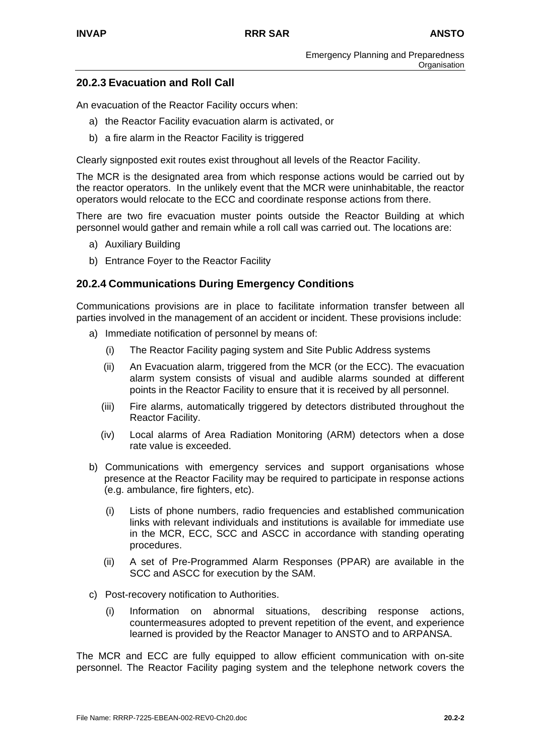### 20.2.3 Evacuation and Roll Call

An evacuation of the Reactor Facility occurs when:

a) the Reactor Facility evacuation alarm is activated, or
b) a fire alarm in the Reactor Facility is triggered

Clearly signposted exit routes exist throughout all levels of the Reactor Facility.

The MCR is the designated area from which response actions would be carried out by the reactor operators. In the unlikely event that the MCR were uninhabitable, the reactor operators would relocate to the ECC and coordinate response actions from there.

There are two fire evacuation muster points outside the Reactor Building at which personnel would gather and remain while a roll call was carried out. The locations are:

a) Auxiliary Building
b) Entrance Foyer to the Reactor Facility

### 20.2.4 Communications During Emergency Conditions

Communications provisions are in place to facilitate information transfer between all parties involved in the management of an accident or incident. These provisions include:

a) Immediate notification of personnel by means of:
   (i) The Reactor Facility paging system and Site Public Address systems
   (ii) An Evacuation alarm, triggered from the MCR (or the ECC). The evacuation alarm system consists of visual and audible alarms sounded at different points in the Reactor Facility to ensure that it is received by all personnel.
   (iii) Fire alarms, automatically triggered by detectors distributed throughout the Reactor Facility.
   (iv) Local alarms of Area Radiation Monitoring (ARM) detectors when a dose rate value is exceeded.

b) Communications with emergency services and support organisations whose presence at the Reactor Facility may be required to participate in response actions (e.g. ambulance, fire fighters, etc).
   (i) Lists of phone numbers, radio frequencies and established communication links with relevant individuals and institutions is available for immediate use in the MCR, ECC, SCC and ASCC in accordance with standing operating procedures.
   (ii) A set of Pre-Programmed Alarm Responses (PPAR) are available in the SCC and ASCC for execution by the SAM.

c) Post-recovery notification to Authorities.
   (i) Information on abnormal situations, describing response actions, countermeasures adopted to prevent repetition of the event, and experience learned is provided by the Reactor Manager to ANSTO and to ARPANSA.

The MCR and ECC are fully equipped to allow efficient communication with on-site personnel. The Reactor Facility paging system and the telephone network covers the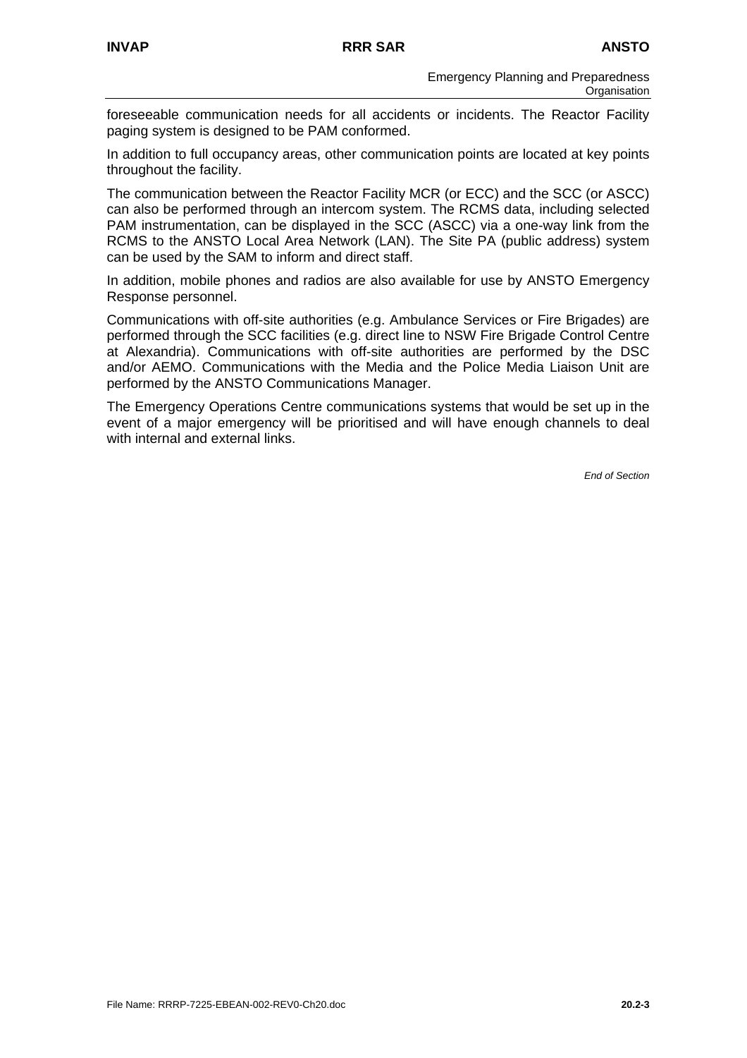foreseeable communication needs for all accidents or incidents. The Reactor Facility paging system is designed to be PAM conformed.

In addition to full occupancy areas, other communication points are located at key points throughout the facility.

The communication between the Reactor Facility MCR (or ECC) and the SCC (or ASCC) can also be performed through an intercom system. The RCMS data, including selected PAM instrumentation, can be displayed in the SCC (ASCC) via a one-way link from the RCMS to the ANSTO Local Area Network (LAN). The Site PA (public address) system can be used by the SAM to inform and direct staff.

In addition, mobile phones and radios are also available for use by ANSTO Emergency Response personnel.

Communications with off-site authorities (e.g. Ambulance Services or Fire Brigades) are performed through the SCC facilities (e.g. direct line to NSW Fire Brigade Control Centre at Alexandria). Communications with off-site authorities are performed by the DSC and/or AEMO. Communications with the Media and the Police Media Liaison Unit are performed by the ANSTO Communications Manager.

The Emergency Operations Centre communications systems that would be set up in the event of a major emergency will be prioritised and will have enough channels to deal with internal and external links.

*End of Section*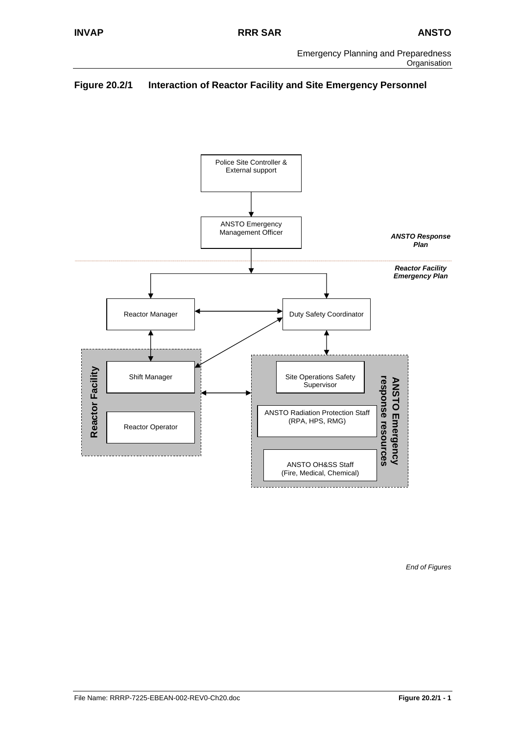## Figure 20.2/1 Interaction of Reactor Facility and Site Emergency Personnel

Police Site Controller & External support

ANSTO Emergency Management Officer

*ANSTO Response Plan*

*Reactor Facility Emergency Plan*

Reactor Manager

Duty Safety Coordinator

**Reactor Facility**

Shift Manager

Reactor Operator

**ANSTO Emergency response resources**

Site Operations Safety Supervisor

ANSTO Radiation Protection Staff (RPA, HPS, RMG)

ANSTO OH&SS Staff (Fire, Medical, Chemical)

*End of Figures*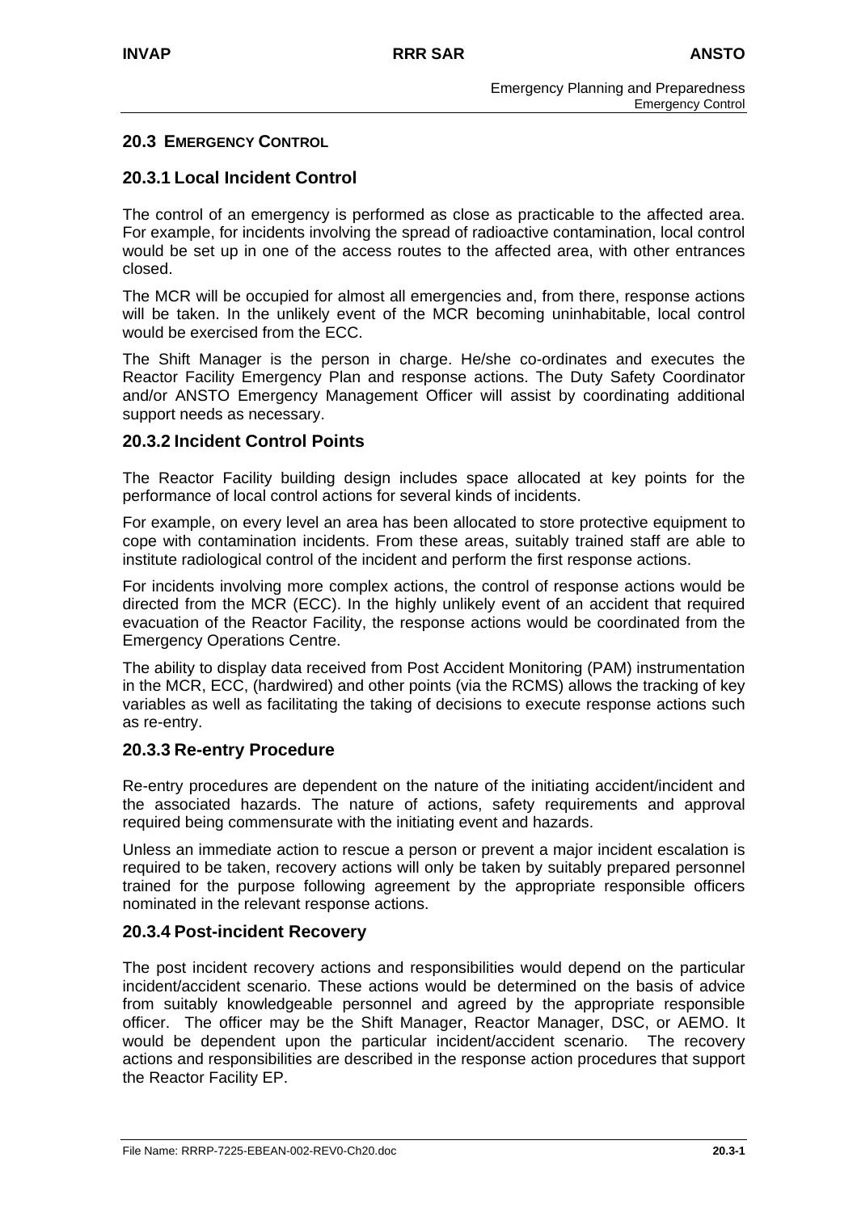## 20.3 EMERGENCY CONTROL

### 20.3.1 Local Incident Control

The control of an emergency is performed as close as practicable to the affected area. For example, for incidents involving the spread of radioactive contamination, local control would be set up in one of the access routes to the affected area, with other entrances closed.

The MCR will be occupied for almost all emergencies and, from there, response actions will be taken. In the unlikely event of the MCR becoming uninhabitable, local control would be exercised from the ECC.

The Shift Manager is the person in charge. He/she co-ordinates and executes the Reactor Facility Emergency Plan and response actions. The Duty Safety Coordinator and/or ANSTO Emergency Management Officer will assist by coordinating additional support needs as necessary.

### 20.3.2 Incident Control Points

The Reactor Facility building design includes space allocated at key points for the performance of local control actions for several kinds of incidents.

For example, on every level an area has been allocated to store protective equipment to cope with contamination incidents. From these areas, suitably trained staff are able to institute radiological control of the incident and perform the first response actions.

For incidents involving more complex actions, the control of response actions would be directed from the MCR (ECC). In the highly unlikely event of an accident that required evacuation of the Reactor Facility, the response actions would be coordinated from the Emergency Operations Centre.

The ability to display data received from Post Accident Monitoring (PAM) instrumentation in the MCR, ECC, (hardwired) and other points (via the RCMS) allows the tracking of key variables as well as facilitating the taking of decisions to execute response actions such as re-entry.

### 20.3.3 Re-entry Procedure

Re-entry procedures are dependent on the nature of the initiating accident/incident and the associated hazards. The nature of actions, safety requirements and approval required being commensurate with the initiating event and hazards.

Unless an immediate action to rescue a person or prevent a major incident escalation is required to be taken, recovery actions will only be taken by suitably prepared personnel trained for the purpose following agreement by the appropriate responsible officers nominated in the relevant response actions.

### 20.3.4 Post-incident Recovery

The post incident recovery actions and responsibilities would depend on the particular incident/accident scenario. These actions would be determined on the basis of advice from suitably knowledgeable personnel and agreed by the appropriate responsible officer. The officer may be the Shift Manager, Reactor Manager, DSC, or AEMO. It would be dependent upon the particular incident/accident scenario. The recovery actions and responsibilities are described in the response action procedures that support the Reactor Facility EP.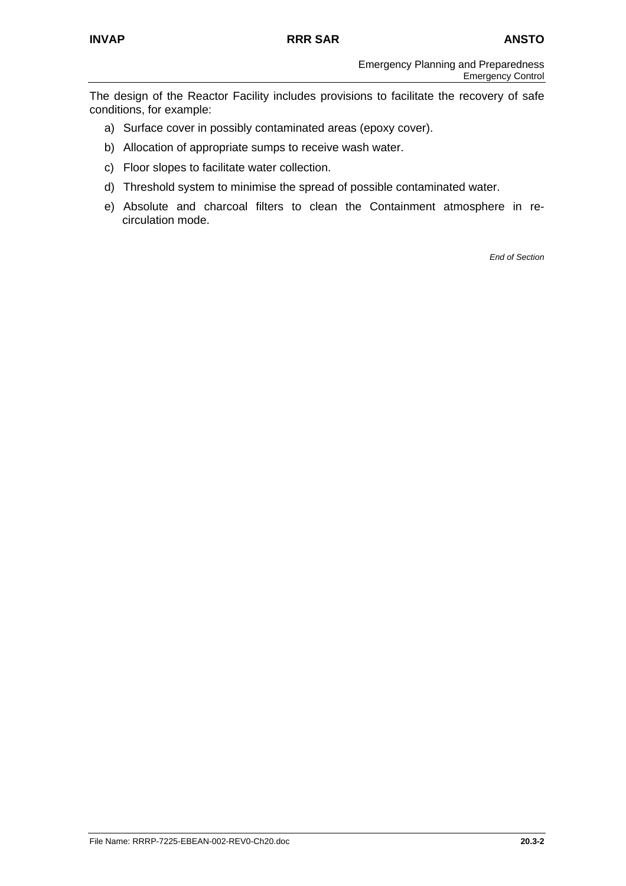The design of the Reactor Facility includes provisions to facilitate the recovery of safe conditions, for example:

a) Surface cover in possibly contaminated areas (epoxy cover).

b) Allocation of appropriate sumps to receive wash water.

c) Floor slopes to facilitate water collection.

d) Threshold system to minimise the spread of possible contaminated water.

e) Absolute and charcoal filters to clean the Containment atmosphere in re-circulation mode.

*End of Section*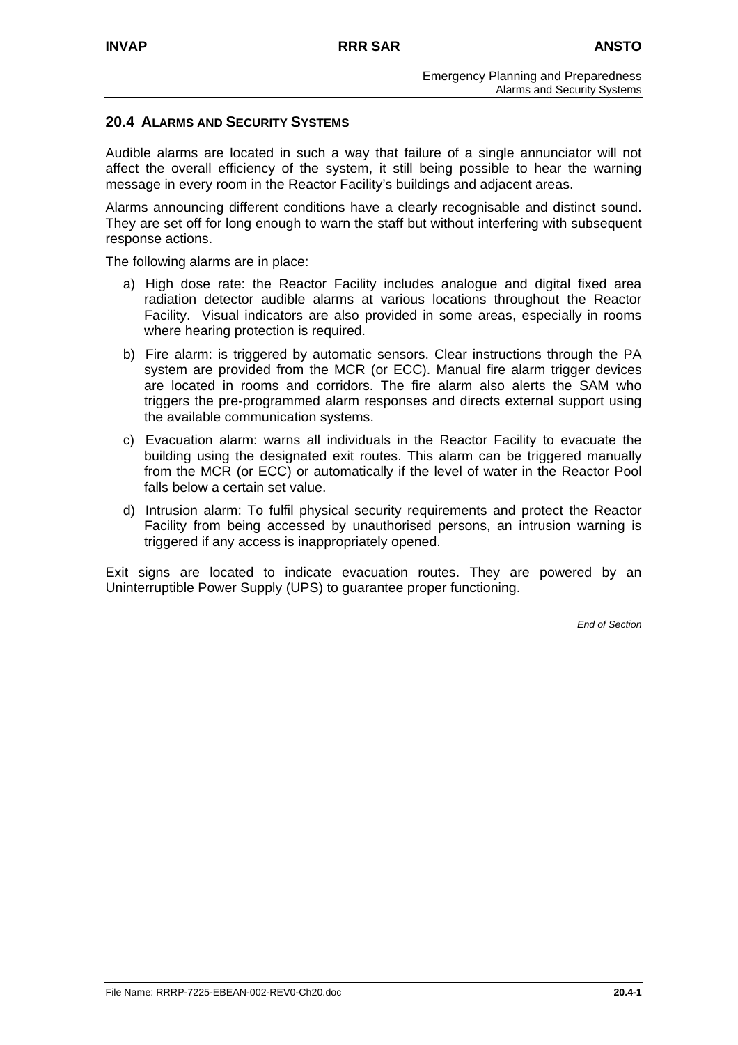## 20.4 ALARMS AND SECURITY SYSTEMS

Audible alarms are located in such a way that failure of a single annunciator will not affect the overall efficiency of the system, it still being possible to hear the warning message in every room in the Reactor Facility's buildings and adjacent areas.

Alarms announcing different conditions have a clearly recognisable and distinct sound. They are set off for long enough to warn the staff but without interfering with subsequent response actions.

The following alarms are in place:

a) High dose rate: the Reactor Facility includes analogue and digital fixed area radiation detector audible alarms at various locations throughout the Reactor Facility. Visual indicators are also provided in some areas, especially in rooms where hearing protection is required.

b) Fire alarm: is triggered by automatic sensors. Clear instructions through the PA system are provided from the MCR (or ECC). Manual fire alarm trigger devices are located in rooms and corridors. The fire alarm also alerts the SAM who triggers the pre-programmed alarm responses and directs external support using the available communication systems.

c) Evacuation alarm: warns all individuals in the Reactor Facility to evacuate the building using the designated exit routes. This alarm can be triggered manually from the MCR (or ECC) or automatically if the level of water in the Reactor Pool falls below a certain set value.

d) Intrusion alarm: To fulfil physical security requirements and protect the Reactor Facility from being accessed by unauthorised persons, an intrusion warning is triggered if any access is inappropriately opened.

Exit signs are located to indicate evacuation routes. They are powered by an Uninterruptible Power Supply (UPS) to guarantee proper functioning.

*End of Section*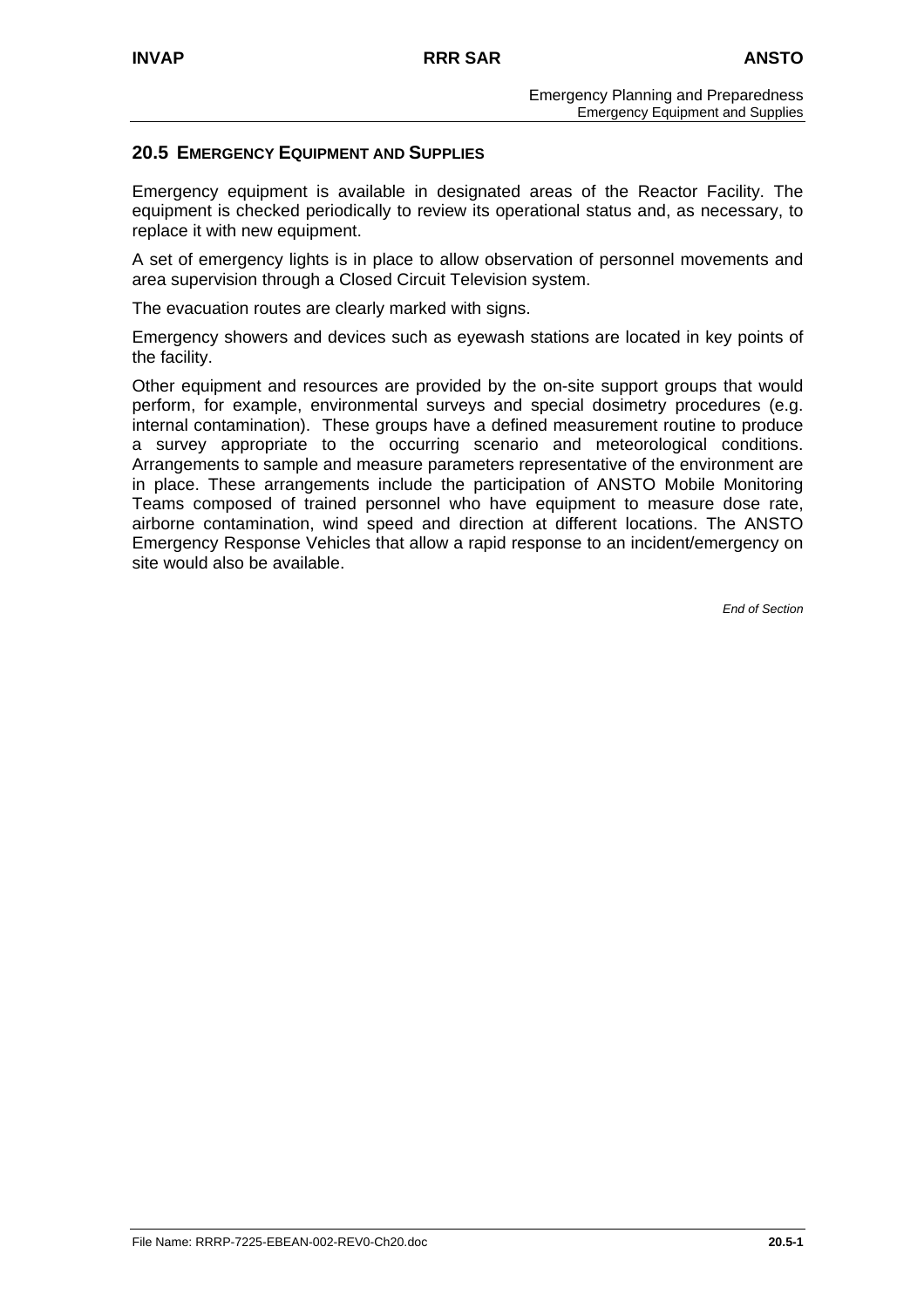## 20.5 EMERGENCY EQUIPMENT AND SUPPLIES

Emergency equipment is available in designated areas of the Reactor Facility. The equipment is checked periodically to review its operational status and, as necessary, to replace it with new equipment.

A set of emergency lights is in place to allow observation of personnel movements and area supervision through a Closed Circuit Television system.

The evacuation routes are clearly marked with signs.

Emergency showers and devices such as eyewash stations are located in key points of the facility.

Other equipment and resources are provided by the on-site support groups that would perform, for example, environmental surveys and special dosimetry procedures (e.g. internal contamination). These groups have a defined measurement routine to produce a survey appropriate to the occurring scenario and meteorological conditions. Arrangements to sample and measure parameters representative of the environment are in place. These arrangements include the participation of ANSTO Mobile Monitoring Teams composed of trained personnel who have equipment to measure dose rate, airborne contamination, wind speed and direction at different locations. The ANSTO Emergency Response Vehicles that allow a rapid response to an incident/emergency on site would also be available.

*End of Section*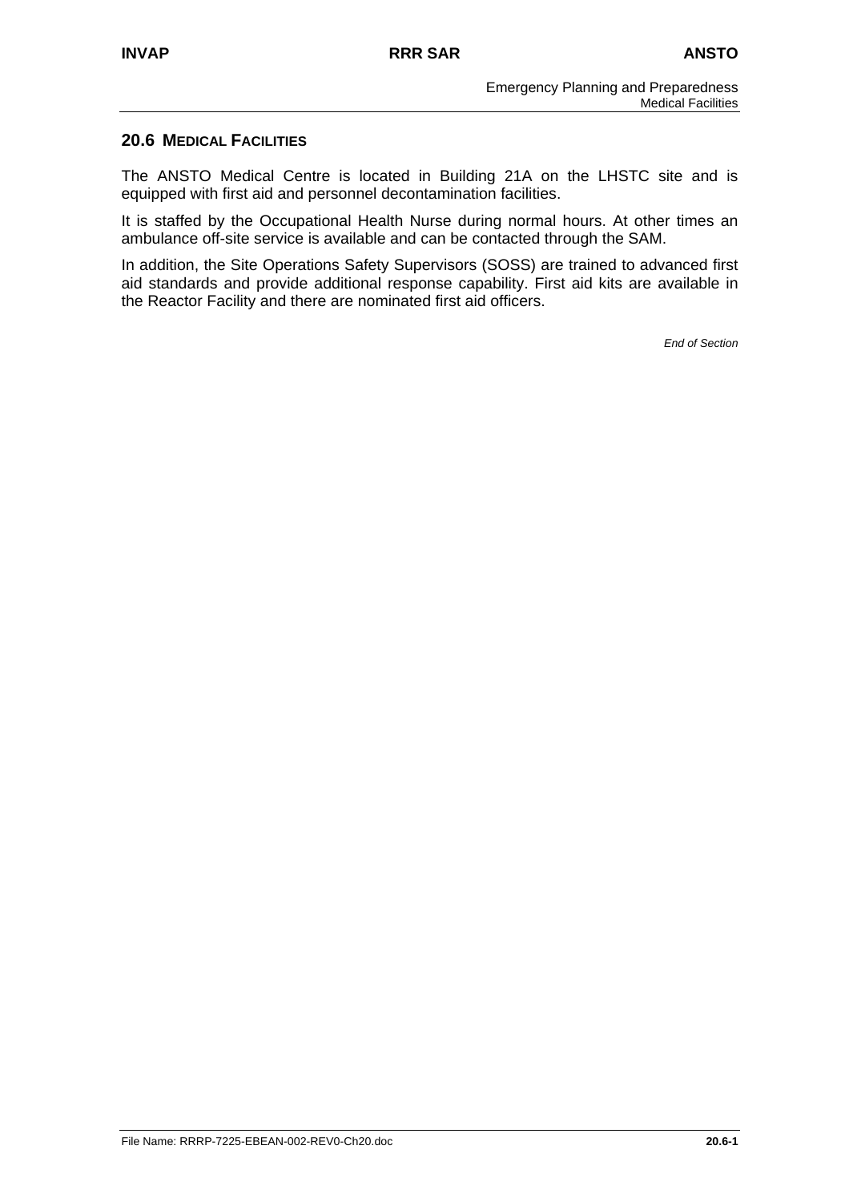## 20.6 MEDICAL FACILITIES

The ANSTO Medical Centre is located in Building 21A on the LHSTC site and is equipped with first aid and personnel decontamination facilities.

It is staffed by the Occupational Health Nurse during normal hours. At other times an ambulance off-site service is available and can be contacted through the SAM.

In addition, the Site Operations Safety Supervisors (SOSS) are trained to advanced first aid standards and provide additional response capability. First aid kits are available in the Reactor Facility and there are nominated first aid officers.

*End of Section*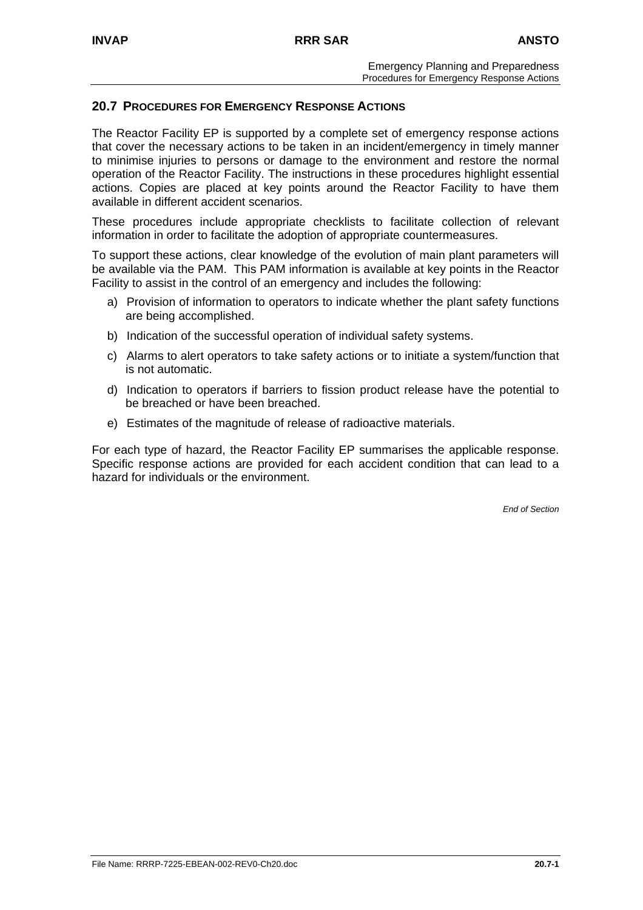## 20.7 PROCEDURES FOR EMERGENCY RESPONSE ACTIONS

The Reactor Facility EP is supported by a complete set of emergency response actions that cover the necessary actions to be taken in an incident/emergency in timely manner to minimise injuries to persons or damage to the environment and restore the normal operation of the Reactor Facility. The instructions in these procedures highlight essential actions. Copies are placed at key points around the Reactor Facility to have them available in different accident scenarios.

These procedures include appropriate checklists to facilitate collection of relevant information in order to facilitate the adoption of appropriate countermeasures.

To support these actions, clear knowledge of the evolution of main plant parameters will be available via the PAM. This PAM information is available at key points in the Reactor Facility to assist in the control of an emergency and includes the following:

a) Provision of information to operators to indicate whether the plant safety functions are being accomplished.

b) Indication of the successful operation of individual safety systems.

c) Alarms to alert operators to take safety actions or to initiate a system/function that is not automatic.

d) Indication to operators if barriers to fission product release have the potential to be breached or have been breached.

e) Estimates of the magnitude of release of radioactive materials.

For each type of hazard, the Reactor Facility EP summarises the applicable response. Specific response actions are provided for each accident condition that can lead to a hazard for individuals or the environment.

*End of Section*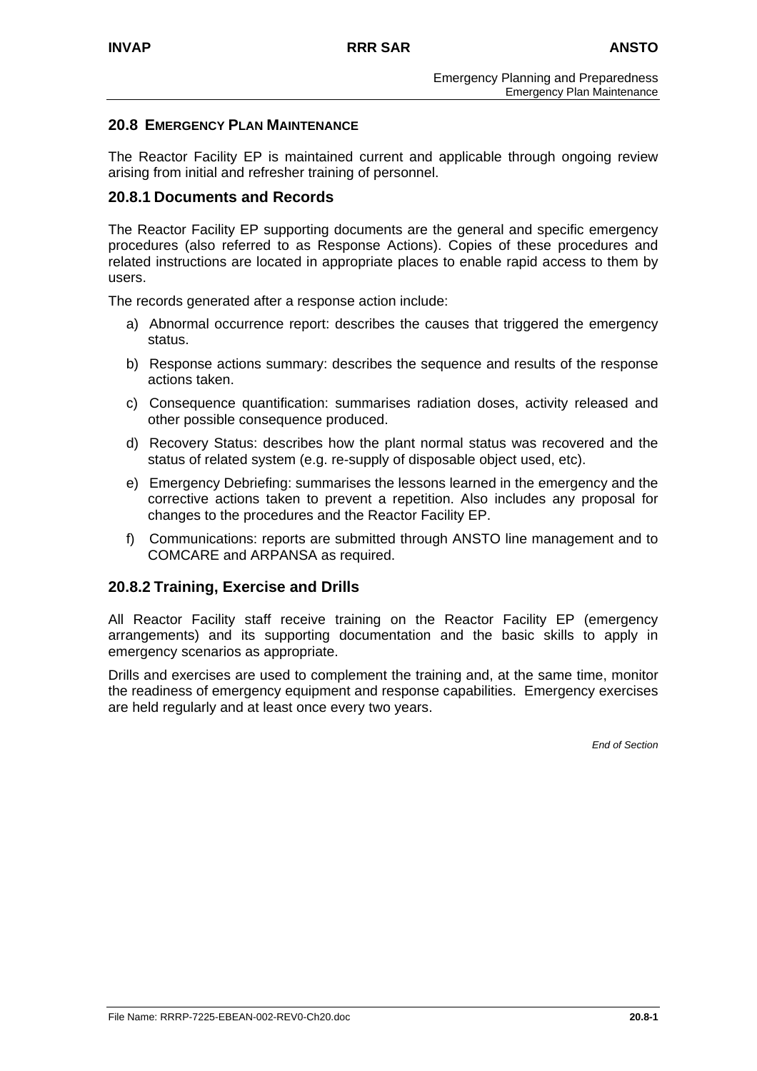## 20.8 EMERGENCY PLAN MAINTENANCE

The Reactor Facility EP is maintained current and applicable through ongoing review arising from initial and refresher training of personnel.

### 20.8.1 Documents and Records

The Reactor Facility EP supporting documents are the general and specific emergency procedures (also referred to as Response Actions). Copies of these procedures and related instructions are located in appropriate places to enable rapid access to them by users.

The records generated after a response action include:

a) Abnormal occurrence report: describes the causes that triggered the emergency status.

b) Response actions summary: describes the sequence and results of the response actions taken.

c) Consequence quantification: summarises radiation doses, activity released and other possible consequence produced.

d) Recovery Status: describes how the plant normal status was recovered and the status of related system (e.g. re-supply of disposable object used, etc).

e) Emergency Debriefing: summarises the lessons learned in the emergency and the corrective actions taken to prevent a repetition. Also includes any proposal for changes to the procedures and the Reactor Facility EP.

f) Communications: reports are submitted through ANSTO line management and to COMCARE and ARPANSA as required.

### 20.8.2 Training, Exercise and Drills

All Reactor Facility staff receive training on the Reactor Facility EP (emergency arrangements) and its supporting documentation and the basic skills to apply in emergency scenarios as appropriate.

Drills and exercises are used to complement the training and, at the same time, monitor the readiness of emergency equipment and response capabilities. Emergency exercises are held regularly and at least once every two years.

*End of Section*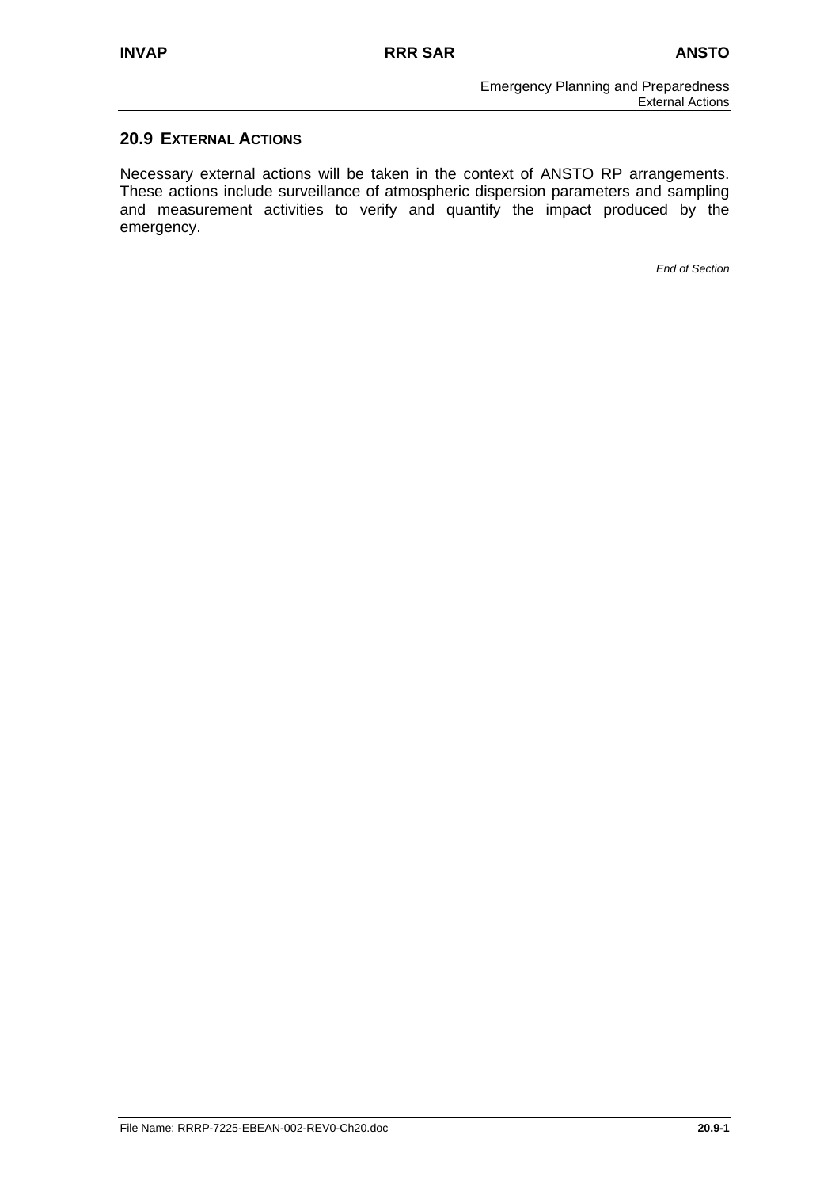## 20.9 EXTERNAL ACTIONS

Necessary external actions will be taken in the context of ANSTO RP arrangements. These actions include surveillance of atmospheric dispersion parameters and sampling and measurement activities to verify and quantify the impact produced by the emergency.

*End of Section*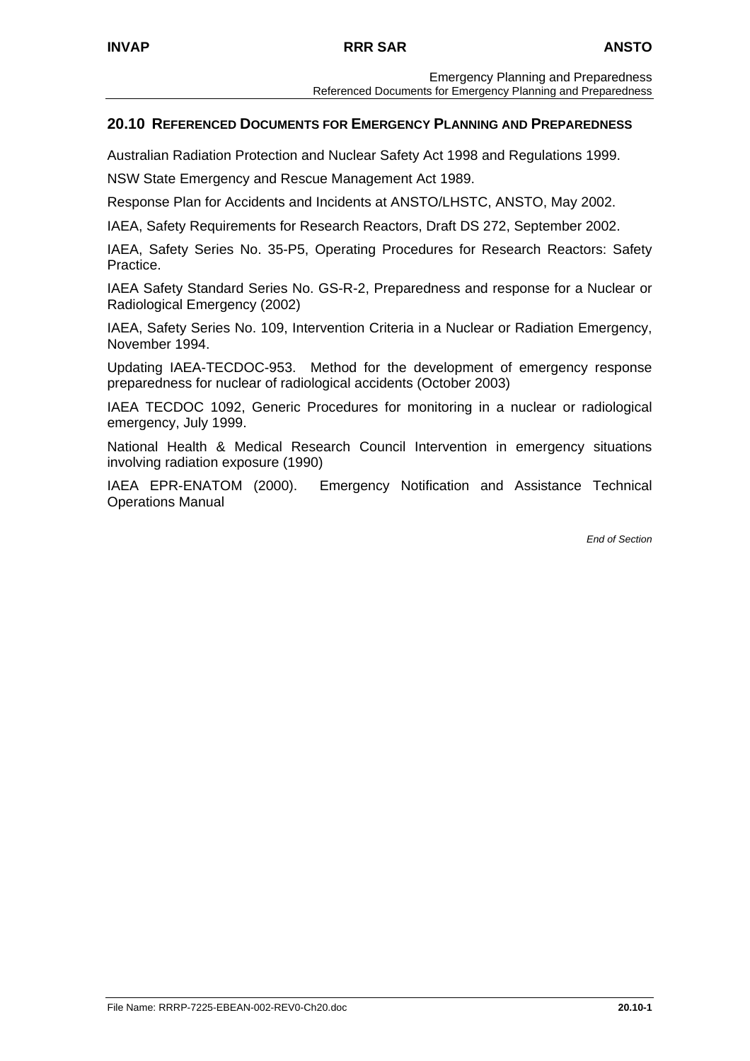## 20.10 REFERENCED DOCUMENTS FOR EMERGENCY PLANNING AND PREPAREDNESS

Australian Radiation Protection and Nuclear Safety Act 1998 and Regulations 1999.

NSW State Emergency and Rescue Management Act 1989.

Response Plan for Accidents and Incidents at ANSTO/LHSTC, ANSTO, May 2002.

IAEA, Safety Requirements for Research Reactors, Draft DS 272, September 2002.

IAEA, Safety Series No. 35-P5, Operating Procedures for Research Reactors: Safety Practice.

IAEA Safety Standard Series No. GS-R-2, Preparedness and response for a Nuclear or Radiological Emergency (2002)

IAEA, Safety Series No. 109, Intervention Criteria in a Nuclear or Radiation Emergency, November 1994.

Updating IAEA-TECDOC-953. Method for the development of emergency response preparedness for nuclear of radiological accidents (October 2003)

IAEA TECDOC 1092, Generic Procedures for monitoring in a nuclear or radiological emergency, July 1999.

National Health & Medical Research Council Intervention in emergency situations involving radiation exposure (1990)

IAEA EPR-ENATOM (2000). Emergency Notification and Assistance Technical Operations Manual

*End of Section*